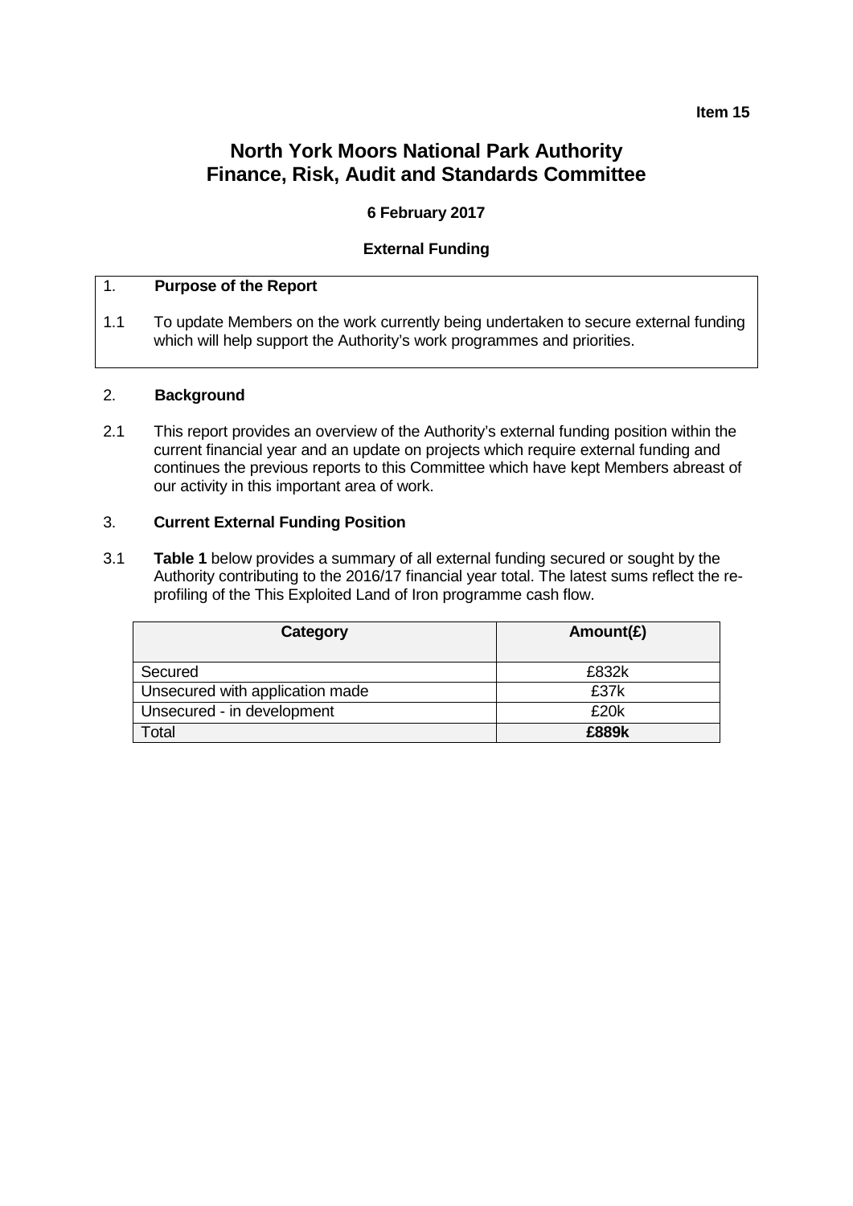**Item 15**

# North York Moors National Park Authority
# Finance, Risk, Audit and Standards Committee

**6 February 2017**

**External Funding**

## 1. Purpose of the Report

1.1 To update Members on the work currently being undertaken to secure external funding which will help support the Authority's work programmes and priorities.

## 2. Background

2.1 This report provides an overview of the Authority's external funding position within the current financial year and an update on projects which require external funding and continues the previous reports to this Committee which have kept Members abreast of our activity in this important area of work.

## 3. Current External Funding Position

3.1 **Table 1** below provides a summary of all external funding secured or sought by the Authority contributing to the 2016/17 financial year total. The latest sums reflect the re-profiling of the This Exploited Land of Iron programme cash flow.

| Category | Amount(£) |
|---|---|
| Secured | £832k |
| Unsecured with application made | £37k |
| Unsecured - in development | £20k |
| Total | **£889k** |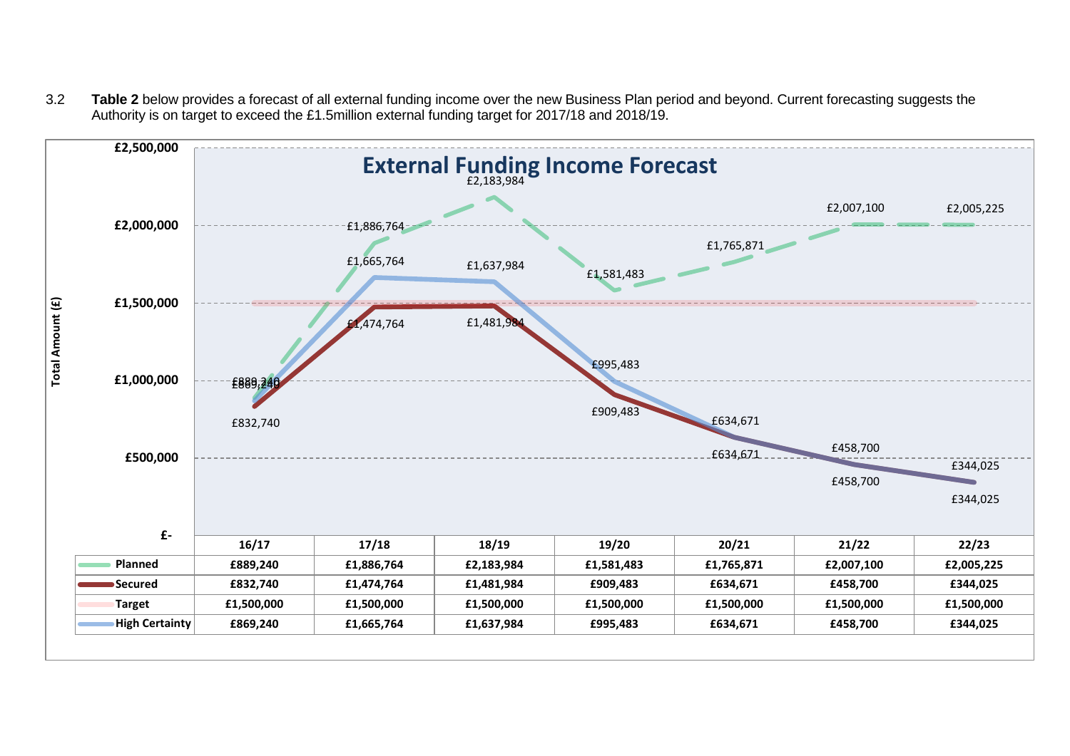3.2 **Table 2** below provides a forecast of all external funding income over the new Business Plan period and beyond. Current forecasting suggests the Authority is on target to exceed the £1.5million external funding target for 2017/18 and 2018/19.

**External Funding Income Forecast**

| | 16/17 | 17/18 | 18/19 | 19/20 | 20/21 | 21/22 | 22/23 |
|---|---|---|---|---|---|---|---|
| Planned | £889,240 | £1,886,764 | £2,183,984 | £1,581,483 | £1,765,871 | £2,007,100 | £2,005,225 |
| Secured | £832,740 | £1,474,764 | £1,481,984 | £909,483 | £634,671 | £458,700 | £344,025 |
| Target | £1,500,000 | £1,500,000 | £1,500,000 | £1,500,000 | £1,500,000 | £1,500,000 | £1,500,000 |
| High Certainty | £869,240 | £1,665,764 | £1,637,984 | £995,483 | £634,671 | £458,700 | £344,025 |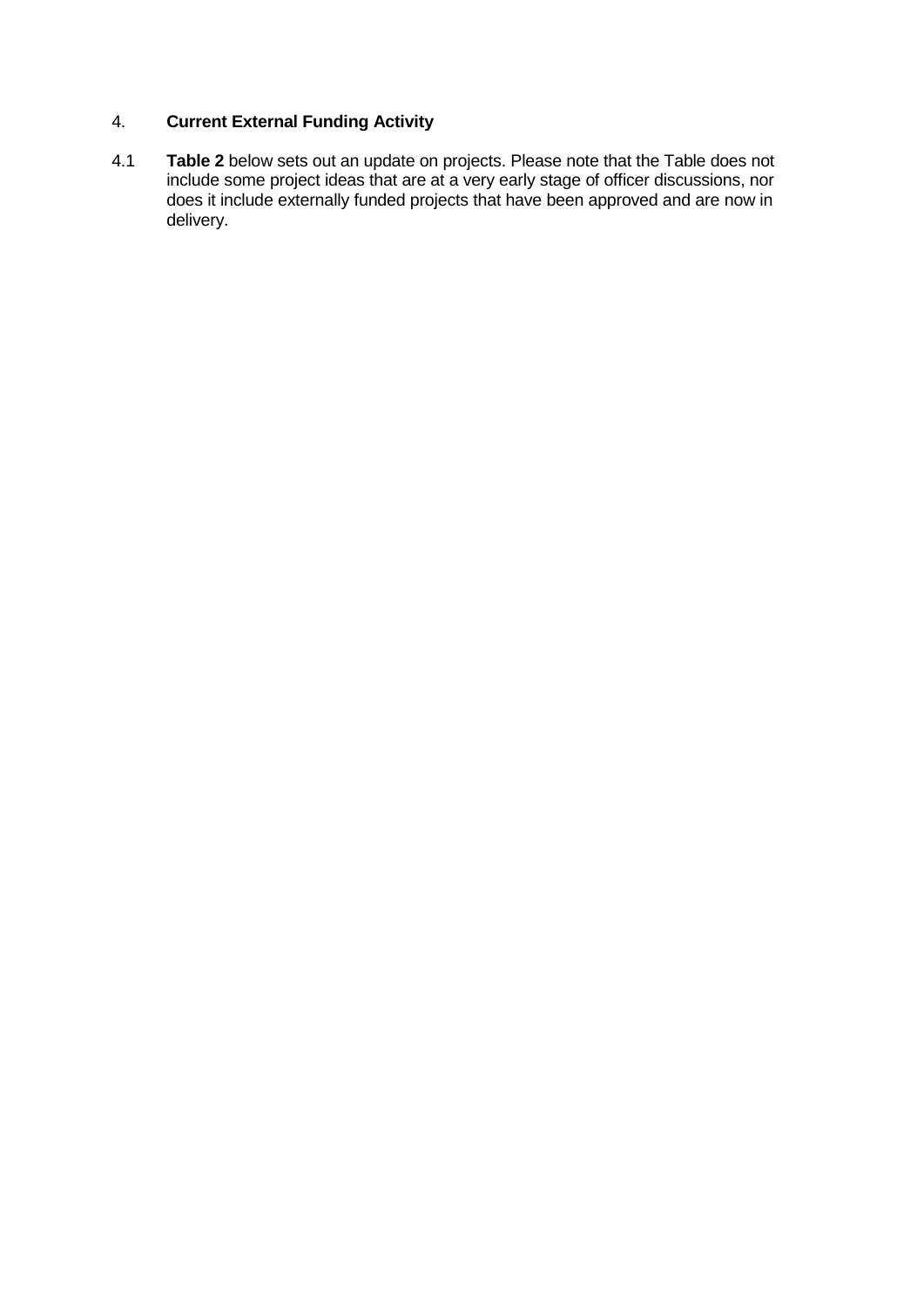## 4. **Current External Funding Activity**

4.1 **Table 2** below sets out an update on projects. Please note that the Table does not include some project ideas that are at a very early stage of officer discussions, nor does it include externally funded projects that have been approved and are now in delivery.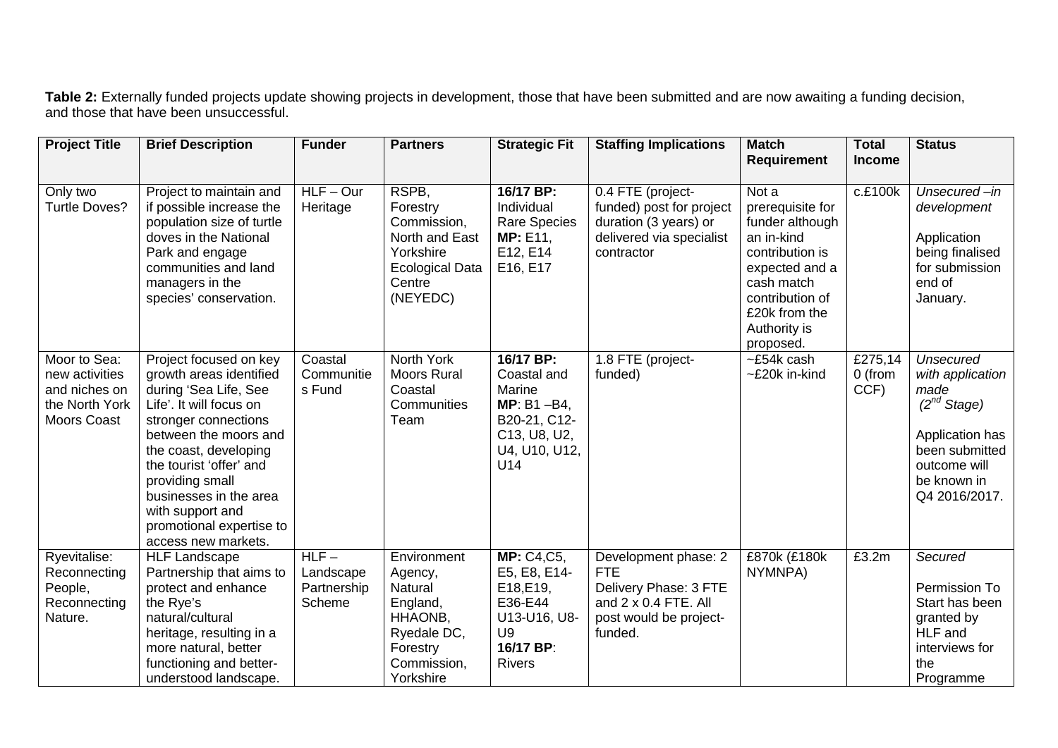**Table 2:** Externally funded projects update showing projects in development, those that have been submitted and are now awaiting a funding decision, and those that have been unsuccessful.

| Project Title | Brief Description | Funder | Partners | Strategic Fit | Staffing Implications | Match Requirement | Total Income | Status |
|---|---|---|---|---|---|---|---|---|
| Only two Turtle Doves? | Project to maintain and if possible increase the population size of turtle doves in the National Park and engage communities and land managers in the species' conservation. | HLF – Our Heritage | RSPB, Forestry Commission, North and East Yorkshire Ecological Data Centre (NEYEDC) | **16/17 BP:** Individual Rare Species **MP:** E11, E12, E14 E16, E17 | 0.4 FTE (project-funded) post for project duration (3 years) or delivered via specialist contractor | Not a prerequisite for funder although an in-kind contribution is expected and a cash match contribution of £20k from the Authority is proposed. | c.£100k | *Unsecured –in development* Application being finalised for submission end of January. |
| Moor to Sea: new activities and niches on the North York Moors Coast | Project focused on key growth areas identified during 'Sea Life, See Life'. It will focus on stronger connections between the moors and the coast, developing the tourist 'offer' and providing small businesses in the area with support and promotional expertise to access new markets. | Coastal Communities Fund | North York Moors Rural Coastal Communities Team | **16/17 BP:** Coastal and Marine **MP**: B1 –B4, B20-21, C12-C13, U8, U2, U4, U10, U12, U14 | 1.8 FTE (project-funded) | ~£54k cash ~£20k in-kind | £275,140 (from CCF) | *Unsecured with application made (2nd Stage)* Application has been submitted outcome will be known in Q4 2016/2017. |
| Ryevitalise: Reconnecting People, Reconnecting Nature. | HLF Landscape Partnership that aims to protect and enhance the Rye's natural/cultural heritage, resulting in a more natural, better functioning and better-understood landscape. | HLF – Landscape Partnership Scheme | Environment Agency, Natural England, HHAONB, Ryedale DC, Forestry Commission, Yorkshire | **MP:** C4,C5, E5, E8, E14-E18,E19, E36-E44 U13-U16, U8-U9 **16/17 BP**: Rivers | Development phase: 2 FTE Delivery Phase: 3 FTE and 2 x 0.4 FTE. All post would be project-funded. | £870k (£180k NYMNPA) | £3.2m | *Secured* Permission To Start has been granted by HLF and interviews for the Programme |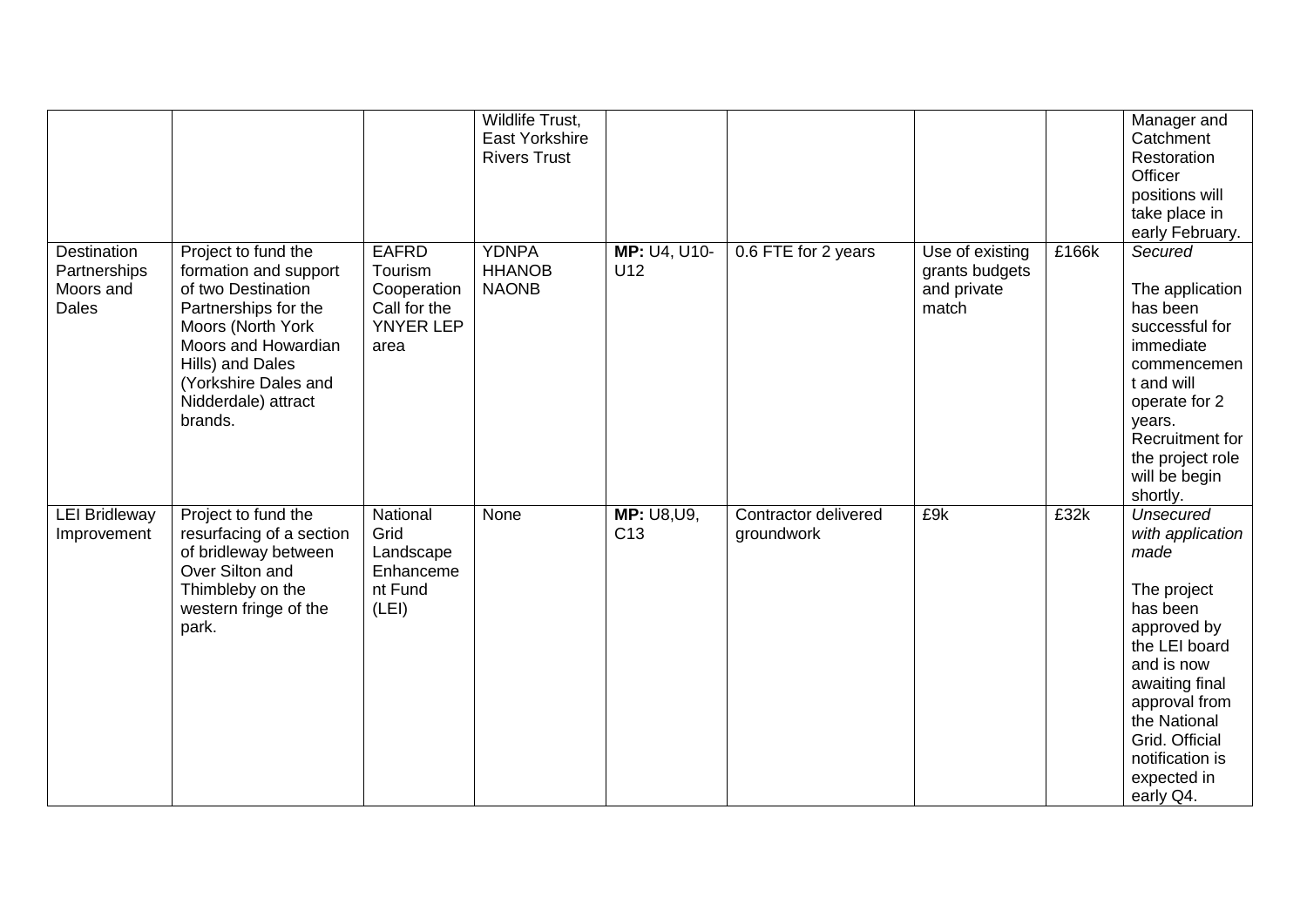| | | | | | | | | |
|---|---|---|---|---|---|---|---|---|
| | | | Wildlife Trust, East Yorkshire Rivers Trust | | | | | Manager and Catchment Restoration Officer positions will take place in early February. |
| Destination Partnerships Moors and Dales | Project to fund the formation and support of two Destination Partnerships for the Moors (North York Moors and Howardian Hills) and Dales (Yorkshire Dales and Nidderdale) attract brands. | EAFRD Tourism Cooperation Call for the YNYER LEP area | YDNPA HHANOB NAONB | **MP:** U4, U10-U12 | 0.6 FTE for 2 years | Use of existing grants budgets and private match | £166k | *Secured*<br><br>The application has been successful for immediate commencement and will operate for 2 years. Recruitment for the project role will be begin shortly. |
| LEI Bridleway Improvement | Project to fund the resurfacing of a section of bridleway between Over Silton and Thimbleby on the western fringe of the park. | National Grid Landscape Enhancement Fund (LEI) | None | **MP:** U8,U9, C13 | Contractor delivered groundwork | £9k | £32k | *Unsecured with application made*<br><br>The project has been approved by the LEI board and is now awaiting final approval from the National Grid. Official notification is expected in early Q4. |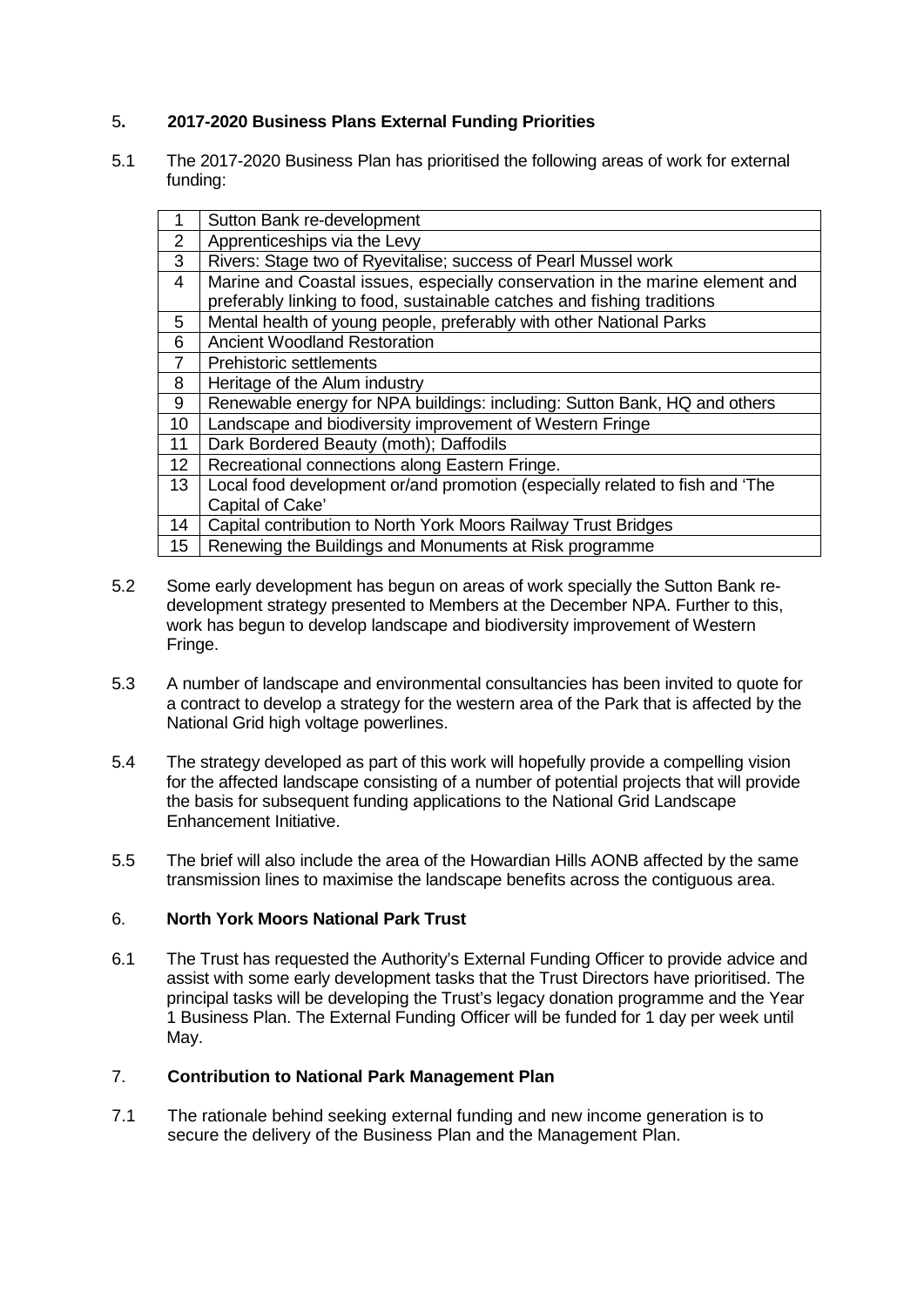## 5. 2017-2020 Business Plans External Funding Priorities

5.1 The 2017-2020 Business Plan has prioritised the following areas of work for external funding:

| | |
|---|---|
| 1 | Sutton Bank re-development |
| 2 | Apprenticeships via the Levy |
| 3 | Rivers: Stage two of Ryevitalise; success of Pearl Mussel work |
| 4 | Marine and Coastal issues, especially conservation in the marine element and preferably linking to food, sustainable catches and fishing traditions |
| 5 | Mental health of young people, preferably with other National Parks |
| 6 | Ancient Woodland Restoration |
| 7 | Prehistoric settlements |
| 8 | Heritage of the Alum industry |
| 9 | Renewable energy for NPA buildings: including: Sutton Bank, HQ and others |
| 10 | Landscape and biodiversity improvement of Western Fringe |
| 11 | Dark Bordered Beauty (moth); Daffodils |
| 12 | Recreational connections along Eastern Fringe. |
| 13 | Local food development or/and promotion (especially related to fish and 'The Capital of Cake' |
| 14 | Capital contribution to North York Moors Railway Trust Bridges |
| 15 | Renewing the Buildings and Monuments at Risk programme |

5.2 Some early development has begun on areas of work specially the Sutton Bank re-development strategy presented to Members at the December NPA. Further to this, work has begun to develop landscape and biodiversity improvement of Western Fringe.

5.3 A number of landscape and environmental consultancies has been invited to quote for a contract to develop a strategy for the western area of the Park that is affected by the National Grid high voltage powerlines.

5.4 The strategy developed as part of this work will hopefully provide a compelling vision for the affected landscape consisting of a number of potential projects that will provide the basis for subsequent funding applications to the National Grid Landscape Enhancement Initiative.

5.5 The brief will also include the area of the Howardian Hills AONB affected by the same transmission lines to maximise the landscape benefits across the contiguous area.

## 6. North York Moors National Park Trust

6.1 The Trust has requested the Authority's External Funding Officer to provide advice and assist with some early development tasks that the Trust Directors have prioritised. The principal tasks will be developing the Trust's legacy donation programme and the Year 1 Business Plan. The External Funding Officer will be funded for 1 day per week until May.

## 7. Contribution to National Park Management Plan

7.1 The rationale behind seeking external funding and new income generation is to secure the delivery of the Business Plan and the Management Plan.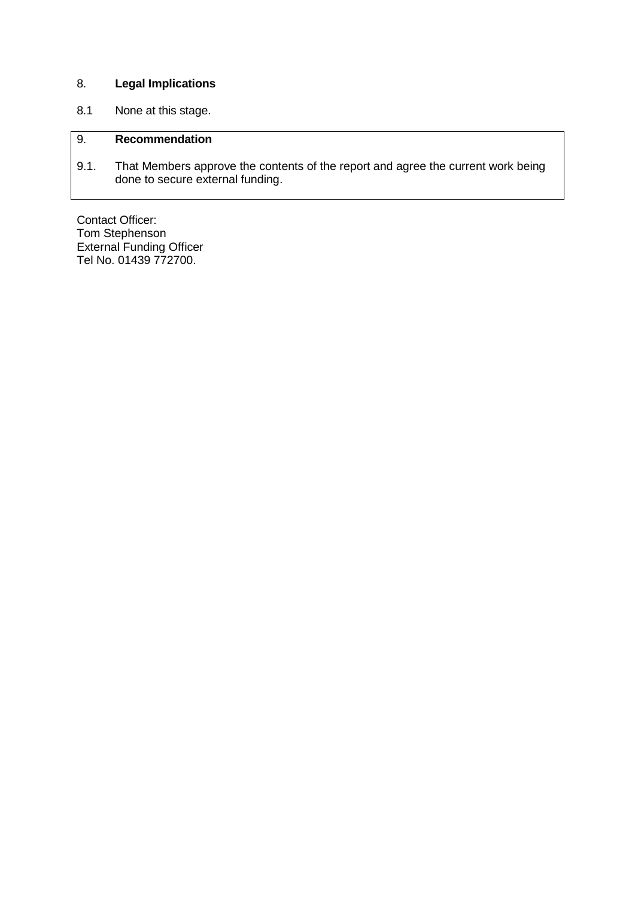## 8. **Legal Implications**

8.1 None at this stage.

## 9. **Recommendation**

9.1. That Members approve the contents of the report and agree the current work being done to secure external funding.

Contact Officer:
Tom Stephenson
External Funding Officer
Tel No. 01439 772700.